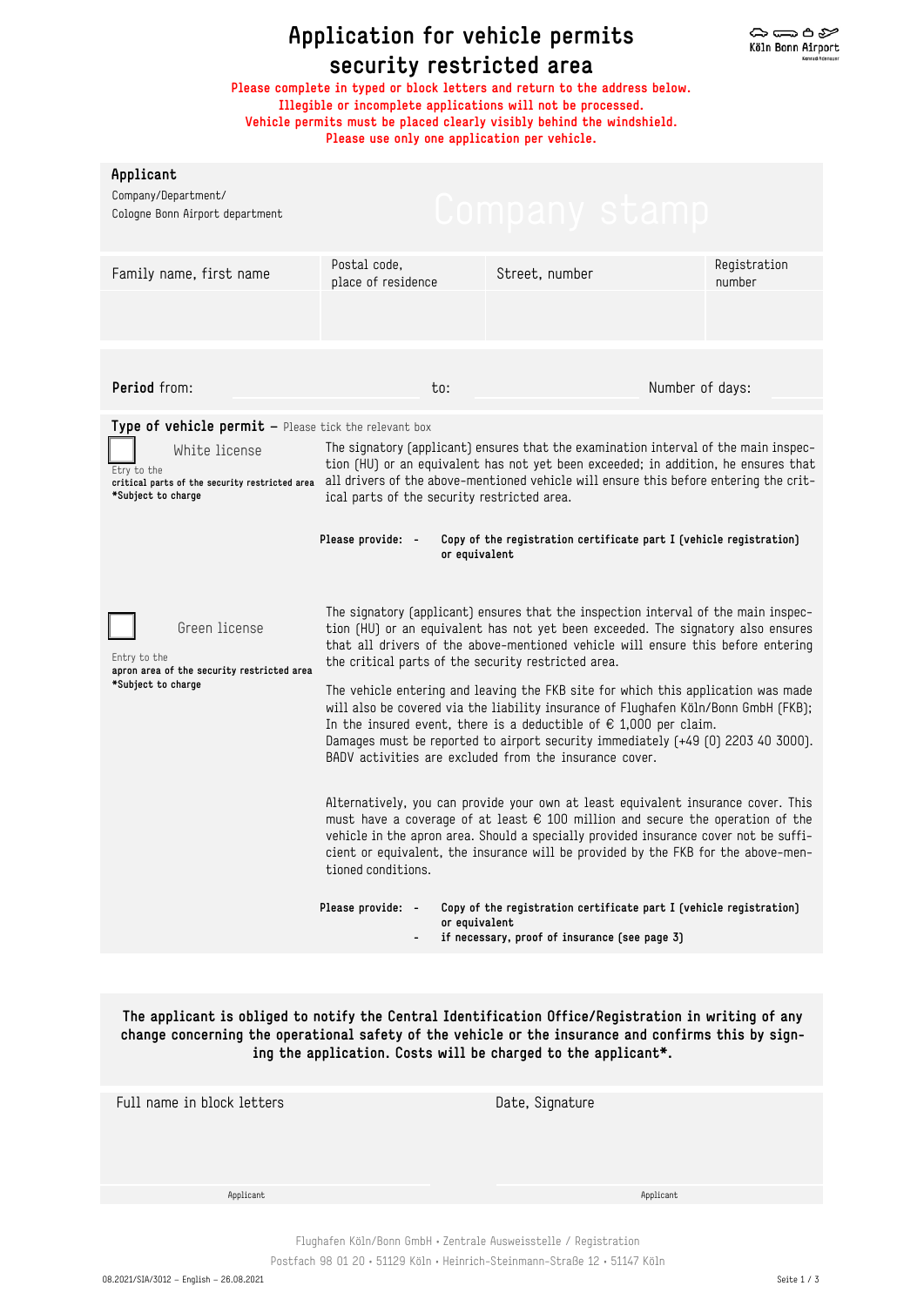# Application for vehicle permits security restricted area

Köln Bonn Airport

**Please complete in typed or block letters and return to the address below.**
**Illegible or incomplete applications will not be processed.**
**Vehicle permits must be placed clearly visibly behind the windshield.**
**Please use only one application per vehicle.**

## Applicant

Company/Department/
Cologne Bonn Airport department

Company stamp

| Family name, first name | Postal code, place of residence | Street, number | Registration number |
|---|---|---|---|
| | | | |

**Period** from: ____________ to: ____________ Number of days: ____________

## Type of vehicle permit – Please tick the relevant box

☐ **White license**

Etry to the **critical parts of the security restricted area**
**\*Subject to charge**

The signatory (applicant) ensures that the examination interval of the main inspection (HU) or an equivalent has not yet been exceeded; in addition, he ensures that all drivers of the above-mentioned vehicle will ensure this before entering the critical parts of the security restricted area.

**Please provide:**
- **Copy of the registration certificate part I (vehicle registration) or equivalent**

☐ **Green license**

Entry to the **apron area of the security restricted area**
**\*Subject to charge**

The signatory (applicant) ensures that the inspection interval of the main inspection (HU) or an equivalent has not yet been exceeded. The signatory also ensures that all drivers of the above-mentioned vehicle will ensure this before entering the critical parts of the security restricted area.

The vehicle entering and leaving the FKB site for which this application was made will also be covered via the liability insurance of Flughafen Köln/Bonn GmbH (FKB); In the insured event, there is a deductible of € 1,000 per claim.
Damages must be reported to airport security immediately (+49 (0) 2203 40 3000). BADV activities are excluded from the insurance cover.

Alternatively, you can provide your own at least equivalent insurance cover. This must have a coverage of at least € 100 million and secure the operation of the vehicle in the apron area. Should a specially provided insurance cover not be sufficient or equivalent, the insurance will be provided by the FKB for the above-mentioned conditions.

**Please provide:**
- **Copy of the registration certificate part I (vehicle registration) or equivalent**
- **if necessary, proof of insurance (see page 3)**

**The applicant is obliged to notify the Central Identification Office/Registration in writing of any change concerning the operational safety of the vehicle or the insurance and confirms this by signing the application. Costs will be charged to the applicant\*.**

| Full name in block letters | Date, Signature |
|---|---|
| | |
| Applicant | Applicant |

Flughafen Köln/Bonn GmbH • Zentrale Ausweisstelle / Registration
Postfach 98 01 20 • 51129 Köln • Heinrich-Steinmann-Straße 12 • 51147 Köln

08.2021/SIA/3012 – English – 26.08.2021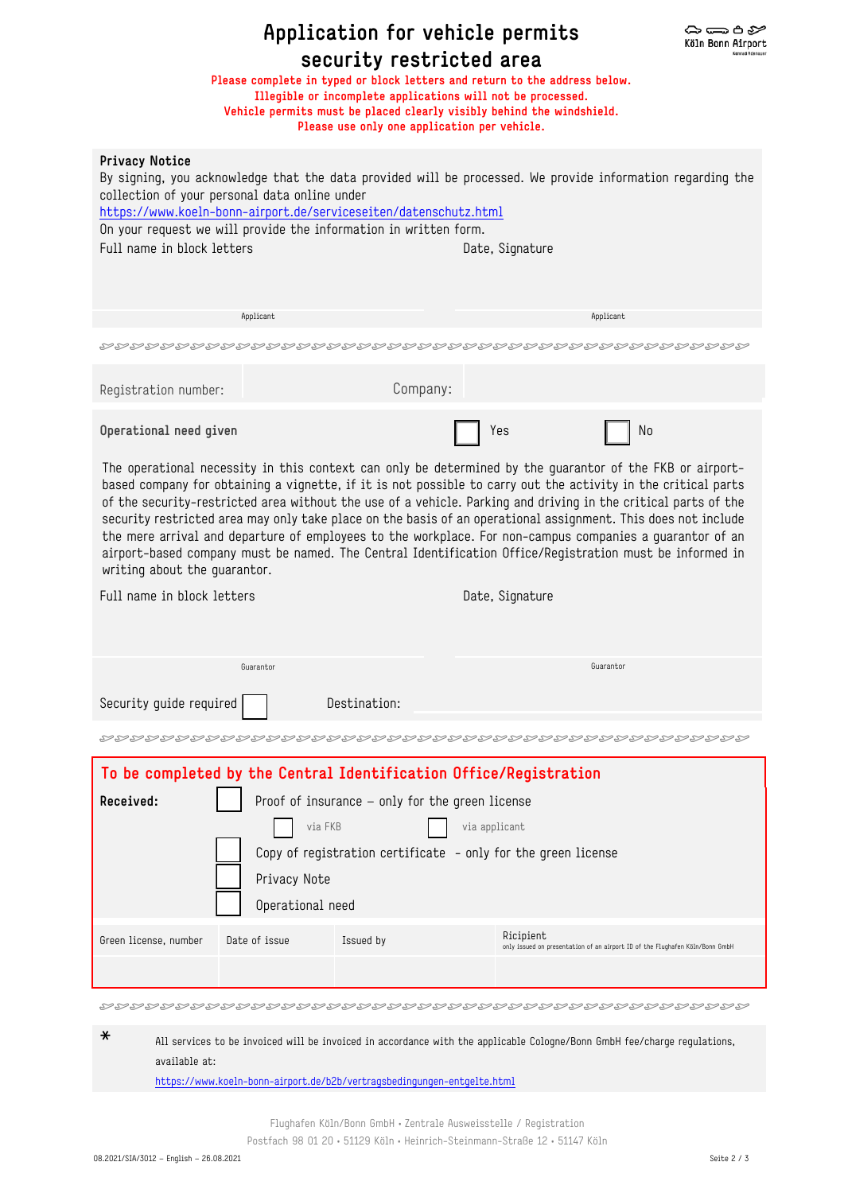# Application for vehicle permits security restricted area

Please complete in typed or block letters and return to the address below.
Illegible or incomplete applications will not be processed.
Vehicle permits must be placed clearly visibly behind the windshield.
Please use only one application per vehicle.

**Privacy Notice**

By signing, you acknowledge that the data provided will be processed. We provide information regarding the collection of your personal data online under
https://www.koeln-bonn-airport.de/serviceseiten/datenschutz.html
On your request we will provide the information in written form.

| Full name in block letters | Date, Signature |
|---|---|
| | |
| Applicant | Applicant |

| Registration number: | | Company: | |
|---|---|---|---|

**Operational need given** ☐ Yes ☐ No

The operational necessity in this context can only be determined by the guarantor of the FKB or airport-based company for obtaining a vignette, if it is not possible to carry out the activity in the critical parts of the security-restricted area without the use of a vehicle. Parking and driving in the critical parts of the security restricted area may only take place on the basis of an operational assignment. This does not include the mere arrival and departure of employees to the workplace. For non-campus companies a guarantor of an airport-based company must be named. The Central Identification Office/Registration must be informed in writing about the guarantor.

| Full name in block letters | Date, Signature |
|---|---|
| | |
| Guarantor | Guarantor |

Security guide required ☐ Destination:

## To be completed by the Central Identification Office/Registration

**Received:**

- ☐ Proof of insurance – only for the green license
  - ☐ via FKB ☐ via applicant
- ☐ Copy of registration certificate – only for the green license
- ☐ Privacy Note
- ☐ Operational need

| Green license, number | Date of issue | Issued by | Ricipient<br>only issued on presentation of an airport ID of the Flughafen Köln/Bonn GmbH |
|---|---|---|---|
| | | | |

* All services to be invoiced will be invoiced in accordance with the applicable Cologne/Bonn GmbH fee/charge regulations, available at:
https://www.koeln-bonn-airport.de/b2b/vertragsbedingungen-entgelte.html

Flughafen Köln/Bonn GmbH • Zentrale Ausweisstelle / Registration
Postfach 98 01 20 • 51129 Köln • Heinrich-Steinmann-Straße 12 • 51147 Köln

08.2021/SIA/3012 – English – 26.08.2021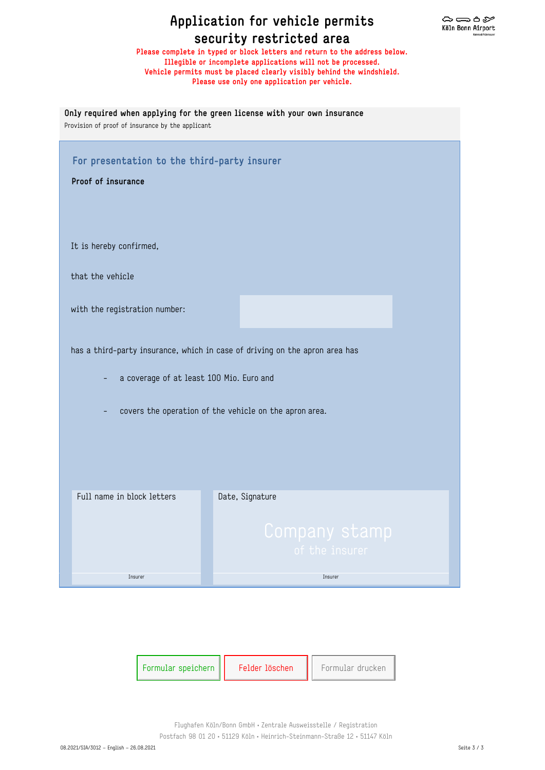# Application for vehicle permits security restricted area

**Please complete in typed or block letters and return to the address below.**
**Illegible or incomplete applications will not be processed.**
**Vehicle permits must be placed clearly visibly behind the windshield.**
**Please use only one application per vehicle.**

**Only required when applying for the green license with your own insurance**

Provision of proof of insurance by the applicant

## For presentation to the third-party insurer

**Proof of insurance**

It is hereby confirmed,

that the vehicle

with the registration number:

has a third-party insurance, which in case of driving on the apron area has

- a coverage of at least 100 Mio. Euro and
- covers the operation of the vehicle on the apron area.

| Full name in block letters | Date, Signature |
| --- | --- |
| | Company stamp of the insurer |
| Insurer | Insurer |

Formular speichern | Felder löschen | Formular drucken

Flughafen Köln/Bonn GmbH • Zentrale Ausweisstelle / Registration
Postfach 98 01 20 • 51129 Köln • Heinrich-Steinmann-Straße 12 • 51147 Köln

08.2021/SIA/3012 – English – 26.08.2021